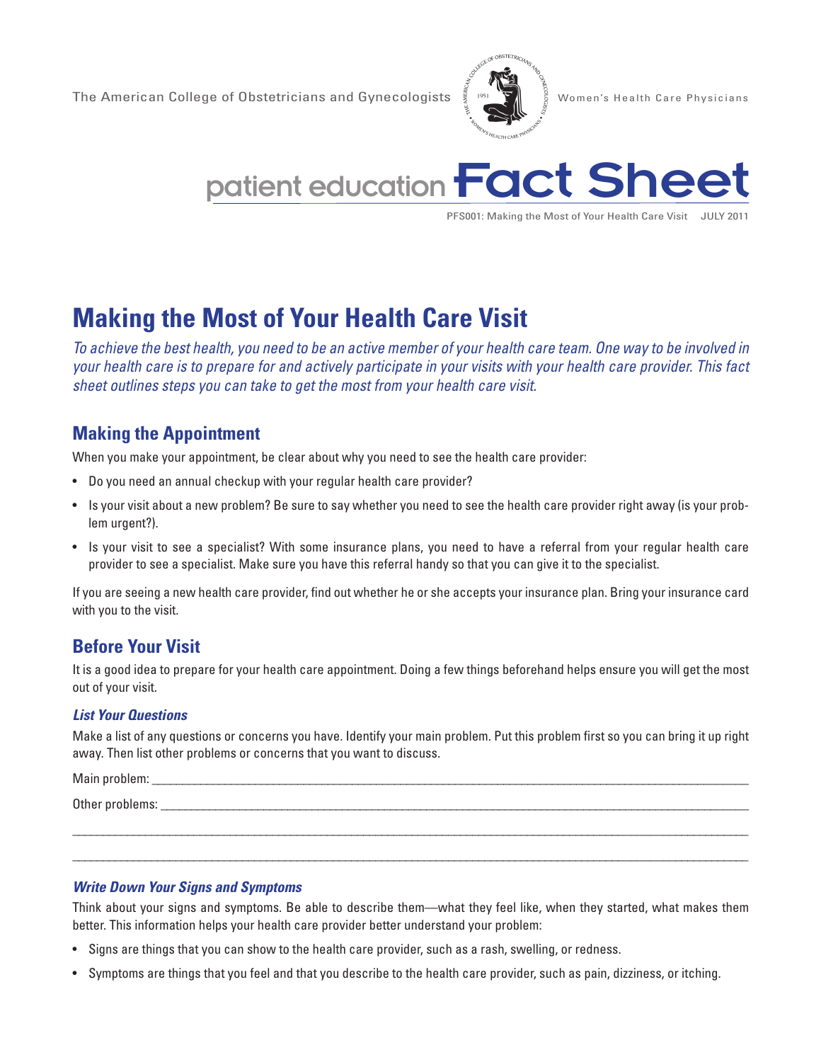The American College of Obstetricians and Gynecologists — Women's Health Care Physicians

patient education **Fact Sheet**

PFS001: Making the Most of Your Health Care Visit JULY 2011

# Making the Most of Your Health Care Visit

*To achieve the best health, you need to be an active member of your health care team. One way to be involved in your health care is to prepare for and actively participate in your visits with your health care provider. This fact sheet outlines steps you can take to get the most from your health care visit.*

## Making the Appointment

When you make your appointment, be clear about why you need to see the health care provider:

- Do you need an annual checkup with your regular health care provider?
- Is your visit about a new problem? Be sure to say whether you need to see the health care provider right away (is your problem urgent?).
- Is your visit to see a specialist? With some insurance plans, you need to have a referral from your regular health care provider to see a specialist. Make sure you have this referral handy so that you can give it to the specialist.

If you are seeing a new health care provider, find out whether he or she accepts your insurance plan. Bring your insurance card with you to the visit.

## Before Your Visit

It is a good idea to prepare for your health care appointment. Doing a few things beforehand helps ensure you will get the most out of your visit.

### *List Your Questions*

Make a list of any questions or concerns you have. Identify your main problem. Put this problem first so you can bring it up right away. Then list other problems or concerns that you want to discuss.

Main problem: ______________________________________________

Other problems: ______________________________________________

______________________________________________

______________________________________________

### *Write Down Your Signs and Symptoms*

Think about your signs and symptoms. Be able to describe them—what they feel like, when they started, what makes them better. This information helps your health care provider better understand your problem:

- Signs are things that you can show to the health care provider, such as a rash, swelling, or redness.
- Symptoms are things that you feel and that you describe to the health care provider, such as pain, dizziness, or itching.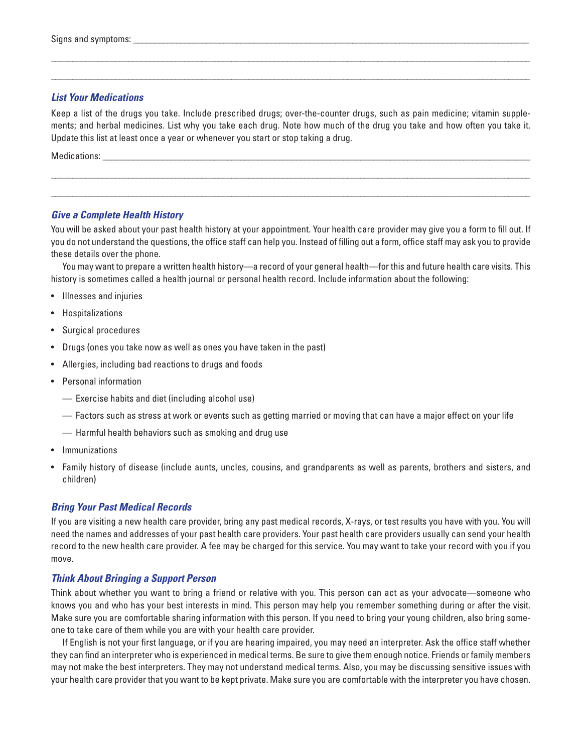Signs and symptoms: ______________________________________________________________________________

______________________________________________________________________________

______________________________________________________________________________

### *List Your Medications*

Keep a list of the drugs you take. Include prescribed drugs; over-the-counter drugs, such as pain medicine; vitamin supplements; and herbal medicines. List why you take each drug. Note how much of the drug you take and how often you take it. Update this list at least once a year or whenever you start or stop taking a drug.

Medications: ______________________________________________________________________________

______________________________________________________________________________

______________________________________________________________________________

### *Give a Complete Health History*

You will be asked about your past health history at your appointment. Your health care provider may give you a form to fill out. If you do not understand the questions, the office staff can help you. Instead of filling out a form, office staff may ask you to provide these details over the phone.

You may want to prepare a written health history—a record of your general health—for this and future health care visits. This history is sometimes called a health journal or personal health record. Include information about the following:

- Illnesses and injuries
- Hospitalizations
- Surgical procedures
- Drugs (ones you take now as well as ones you have taken in the past)
- Allergies, including bad reactions to drugs and foods
- Personal information
  - Exercise habits and diet (including alcohol use)
  - Factors such as stress at work or events such as getting married or moving that can have a major effect on your life
  - Harmful health behaviors such as smoking and drug use
- Immunizations
- Family history of disease (include aunts, uncles, cousins, and grandparents as well as parents, brothers and sisters, and children)

### *Bring Your Past Medical Records*

If you are visiting a new health care provider, bring any past medical records, X-rays, or test results you have with you. You will need the names and addresses of your past health care providers. Your past health care providers usually can send your health record to the new health care provider. A fee may be charged for this service. You may want to take your record with you if you move.

### *Think About Bringing a Support Person*

Think about whether you want to bring a friend or relative with you. This person can act as your advocate—someone who knows you and who has your best interests in mind. This person may help you remember something during or after the visit. Make sure you are comfortable sharing information with this person. If you need to bring your young children, also bring someone to take care of them while you are with your health care provider.

If English is not your first language, or if you are hearing impaired, you may need an interpreter. Ask the office staff whether they can find an interpreter who is experienced in medical terms. Be sure to give them enough notice. Friends or family members may not make the best interpreters. They may not understand medical terms. Also, you may be discussing sensitive issues with your health care provider that you want to be kept private. Make sure you are comfortable with the interpreter you have chosen.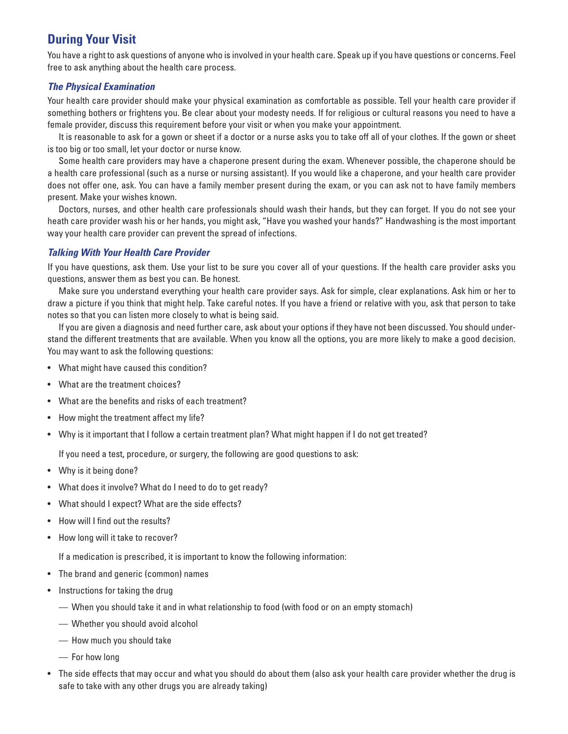## During Your Visit

You have a right to ask questions of anyone who is involved in your health care. Speak up if you have questions or concerns. Feel free to ask anything about the health care process.

### *The Physical Examination*

Your health care provider should make your physical examination as comfortable as possible. Tell your health care provider if something bothers or frightens you. Be clear about your modesty needs. If for religious or cultural reasons you need to have a female provider, discuss this requirement before your visit or when you make your appointment.

It is reasonable to ask for a gown or sheet if a doctor or a nurse asks you to take off all of your clothes. If the gown or sheet is too big or too small, let your doctor or nurse know.

Some health care providers may have a chaperone present during the exam. Whenever possible, the chaperone should be a health care professional (such as a nurse or nursing assistant). If you would like a chaperone, and your health care provider does not offer one, ask. You can have a family member present during the exam, or you can ask not to have family members present. Make your wishes known.

Doctors, nurses, and other health care professionals should wash their hands, but they can forget. If you do not see your heath care provider wash his or her hands, you might ask, "Have you washed your hands?" Handwashing is the most important way your health care provider can prevent the spread of infections.

### *Talking With Your Health Care Provider*

If you have questions, ask them. Use your list to be sure you cover all of your questions. If the health care provider asks you questions, answer them as best you can. Be honest.

Make sure you understand everything your health care provider says. Ask for simple, clear explanations. Ask him or her to draw a picture if you think that might help. Take careful notes. If you have a friend or relative with you, ask that person to take notes so that you can listen more closely to what is being said.

If you are given a diagnosis and need further care, ask about your options if they have not been discussed. You should understand the different treatments that are available. When you know all the options, you are more likely to make a good decision. You may want to ask the following questions:

- What might have caused this condition?
- What are the treatment choices?
- What are the benefits and risks of each treatment?
- How might the treatment affect my life?
- Why is it important that I follow a certain treatment plan? What might happen if I do not get treated?

If you need a test, procedure, or surgery, the following are good questions to ask:

- Why is it being done?
- What does it involve? What do I need to do to get ready?
- What should I expect? What are the side effects?
- How will I find out the results?
- How long will it take to recover?

If a medication is prescribed, it is important to know the following information:

- The brand and generic (common) names
- Instructions for taking the drug
  - — When you should take it and in what relationship to food (with food or on an empty stomach)
  - — Whether you should avoid alcohol
  - — How much you should take
  - — For how long
- The side effects that may occur and what you should do about them (also ask your health care provider whether the drug is safe to take with any other drugs you are already taking)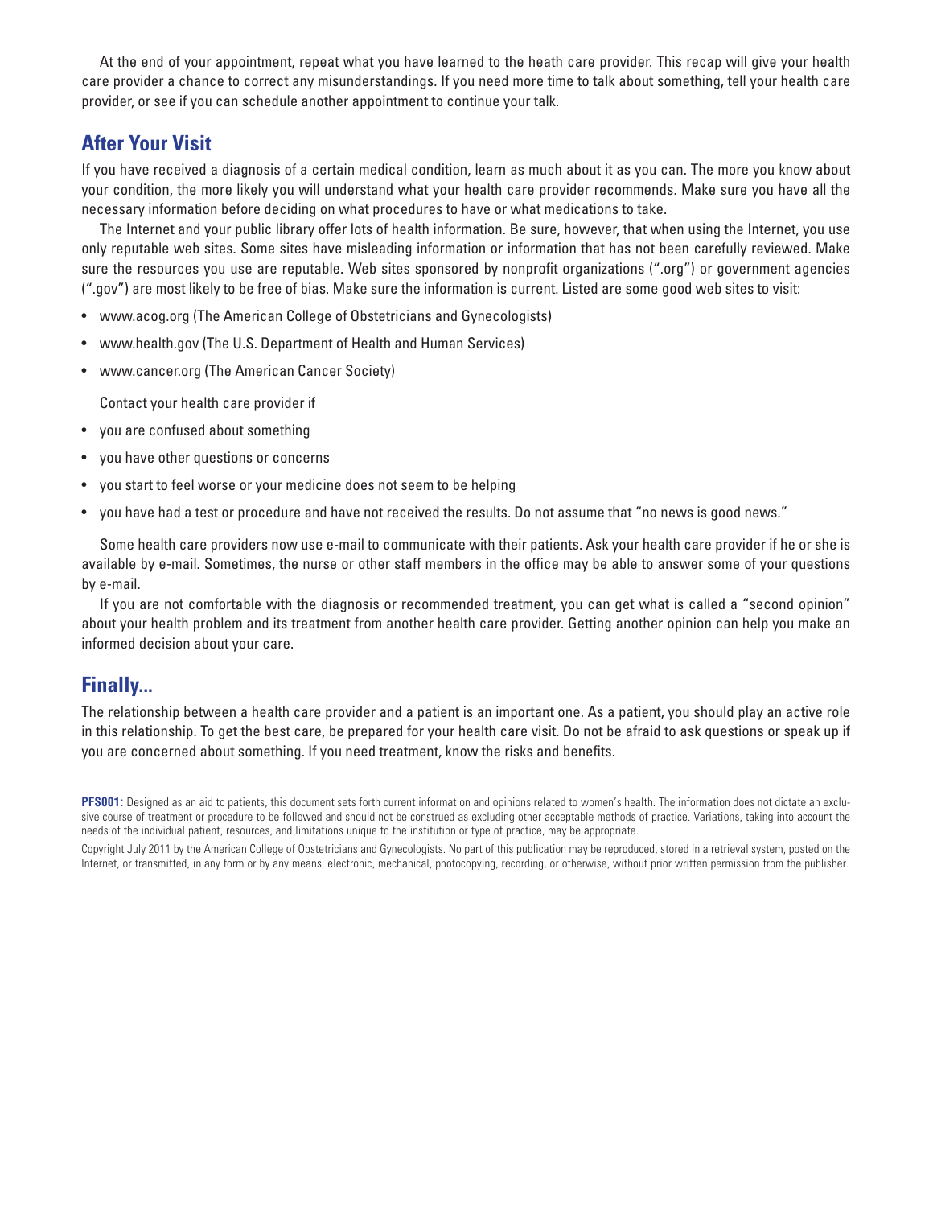At the end of your appointment, repeat what you have learned to the heath care provider. This recap will give your health care provider a chance to correct any misunderstandings. If you need more time to talk about something, tell your health care provider, or see if you can schedule another appointment to continue your talk.

## After Your Visit

If you have received a diagnosis of a certain medical condition, learn as much about it as you can. The more you know about your condition, the more likely you will understand what your health care provider recommends. Make sure you have all the necessary information before deciding on what procedures to have or what medications to take.

The Internet and your public library offer lots of health information. Be sure, however, that when using the Internet, you use only reputable web sites. Some sites have misleading information or information that has not been carefully reviewed. Make sure the resources you use are reputable. Web sites sponsored by nonprofit organizations (".org") or government agencies (".gov") are most likely to be free of bias. Make sure the information is current. Listed are some good web sites to visit:

- www.acog.org (The American College of Obstetricians and Gynecologists)
- www.health.gov (The U.S. Department of Health and Human Services)
- www.cancer.org (The American Cancer Society)

Contact your health care provider if

- you are confused about something
- you have other questions or concerns
- you start to feel worse or your medicine does not seem to be helping
- you have had a test or procedure and have not received the results. Do not assume that "no news is good news."

Some health care providers now use e-mail to communicate with their patients. Ask your health care provider if he or she is available by e-mail. Sometimes, the nurse or other staff members in the office may be able to answer some of your questions by e-mail.

If you are not comfortable with the diagnosis or recommended treatment, you can get what is called a "second opinion" about your health problem and its treatment from another health care provider. Getting another opinion can help you make an informed decision about your care.

## Finally...

The relationship between a health care provider and a patient is an important one. As a patient, you should play an active role in this relationship. To get the best care, be prepared for your health care visit. Do not be afraid to ask questions or speak up if you are concerned about something. If you need treatment, know the risks and benefits.

**PFS001:** Designed as an aid to patients, this document sets forth current information and opinions related to women's health. The information does not dictate an exclusive course of treatment or procedure to be followed and should not be construed as excluding other acceptable methods of practice. Variations, taking into account the needs of the individual patient, resources, and limitations unique to the institution or type of practice, may be appropriate.

Copyright July 2011 by the American College of Obstetricians and Gynecologists. No part of this publication may be reproduced, stored in a retrieval system, posted on the Internet, or transmitted, in any form or by any means, electronic, mechanical, photocopying, recording, or otherwise, without prior written permission from the publisher.